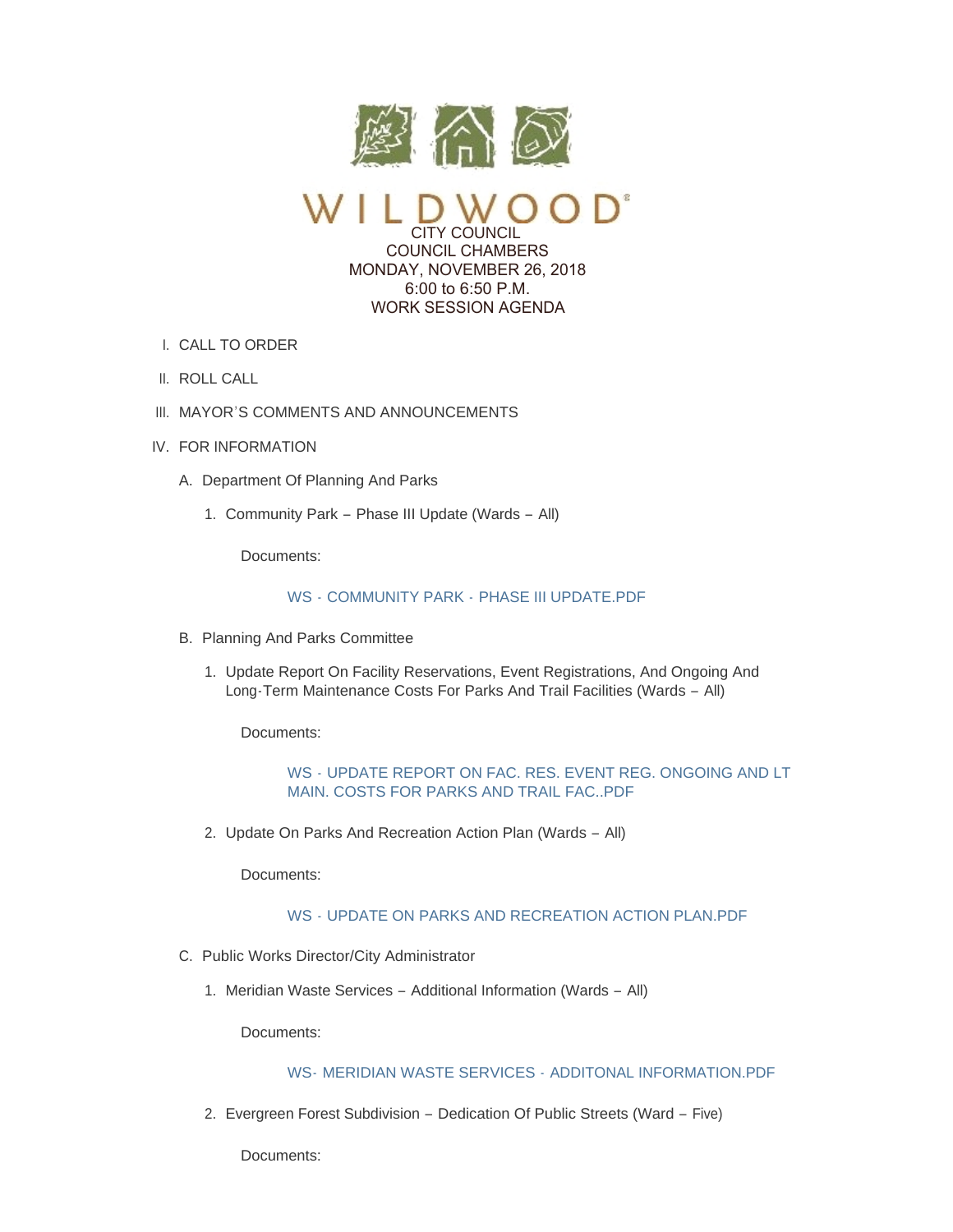# WILDWOOD

CITY COUNCIL
COUNCIL CHAMBERS
MONDAY, NOVEMBER 26, 2018
6:00 to 6:50 P.M.
WORK SESSION AGENDA

I. CALL TO ORDER

II. ROLL CALL

III. MAYOR'S COMMENTS AND ANNOUNCEMENTS

IV. FOR INFORMATION

A. Department Of Planning And Parks

1. Community Park – Phase III Update (Wards – All)

Documents:

WS - COMMUNITY PARK - PHASE III UPDATE.PDF

B. Planning And Parks Committee

1. Update Report On Facility Reservations, Event Registrations, And Ongoing And Long-Term Maintenance Costs For Parks And Trail Facilities (Wards – All)

Documents:

WS - UPDATE REPORT ON FAC. RES. EVENT REG. ONGOING AND LT MAIN. COSTS FOR PARKS AND TRAIL FAC..PDF

2. Update On Parks And Recreation Action Plan (Wards – All)

Documents:

WS - UPDATE ON PARKS AND RECREATION ACTION PLAN.PDF

C. Public Works Director/City Administrator

1. Meridian Waste Services – Additional Information (Wards – All)

Documents:

WS- MERIDIAN WASTE SERVICES - ADDITONAL INFORMATION.PDF

2. Evergreen Forest Subdivision – Dedication Of Public Streets (Ward – Five)

Documents: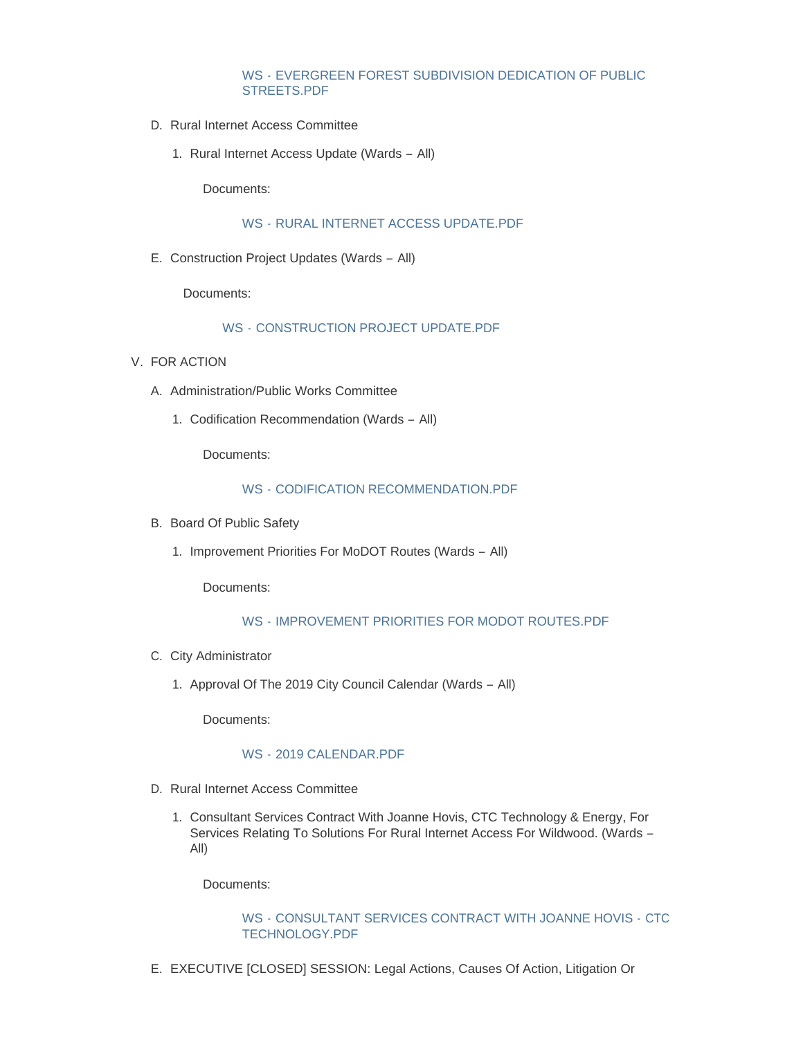WS - EVERGREEN FOREST SUBDIVISION DEDICATION OF PUBLIC STREETS.PDF

D. Rural Internet Access Committee

   1. Rural Internet Access Update (Wards – All)

      Documents:

      WS - RURAL INTERNET ACCESS UPDATE.PDF

E. Construction Project Updates (Wards – All)

   Documents:

   WS - CONSTRUCTION PROJECT UPDATE.PDF

V. FOR ACTION

A. Administration/Public Works Committee

   1. Codification Recommendation (Wards – All)

      Documents:

      WS - CODIFICATION RECOMMENDATION.PDF

B. Board Of Public Safety

   1. Improvement Priorities For MoDOT Routes (Wards – All)

      Documents:

      WS - IMPROVEMENT PRIORITIES FOR MODOT ROUTES.PDF

C. City Administrator

   1. Approval Of The 2019 City Council Calendar (Wards – All)

      Documents:

      WS - 2019 CALENDAR.PDF

D. Rural Internet Access Committee

   1. Consultant Services Contract With Joanne Hovis, CTC Technology & Energy, For Services Relating To Solutions For Rural Internet Access For Wildwood. (Wards – All)

      Documents:

      WS - CONSULTANT SERVICES CONTRACT WITH JOANNE HOVIS - CTC TECHNOLOGY.PDF

E. EXECUTIVE [CLOSED] SESSION: Legal Actions, Causes Of Action, Litigation Or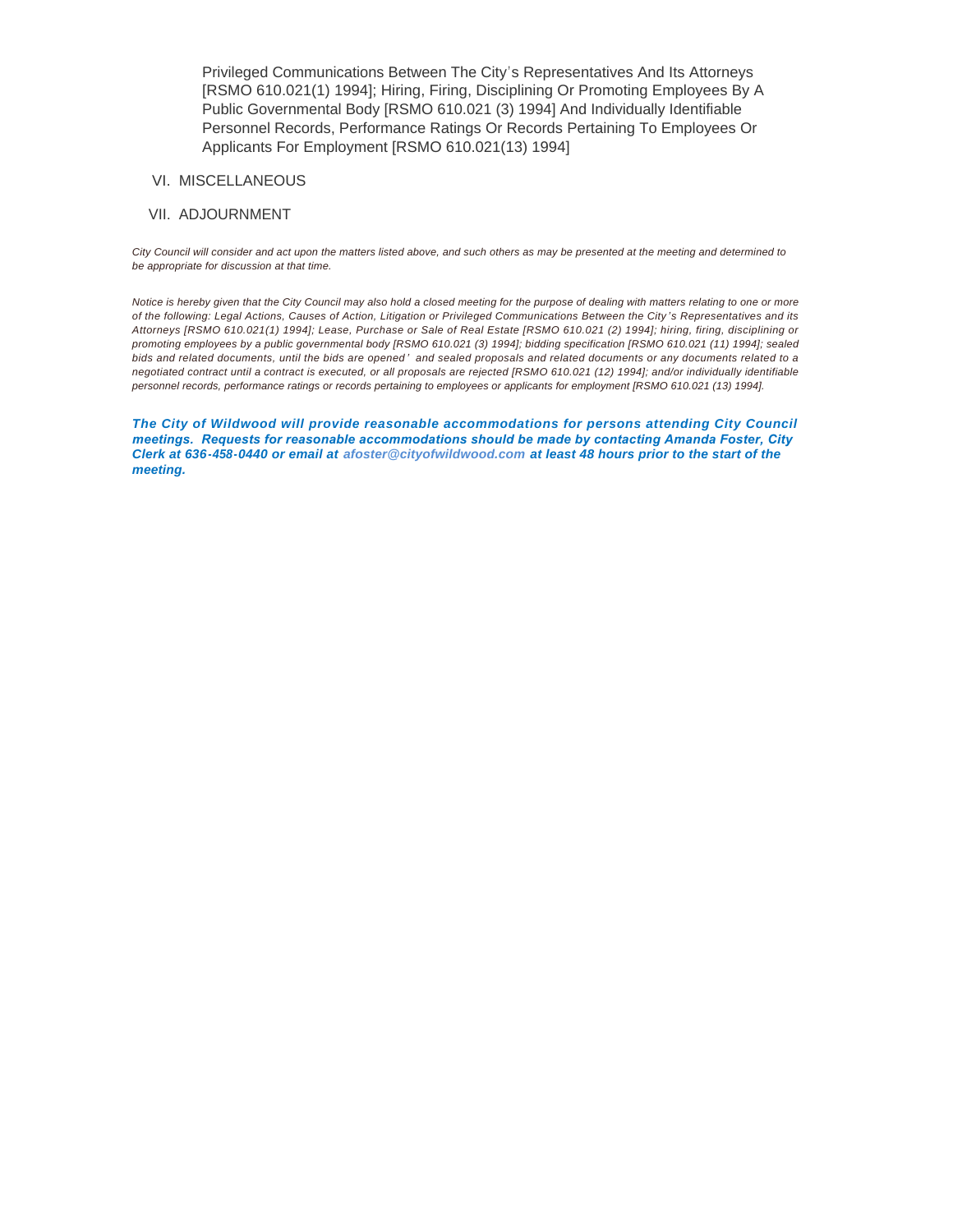Privileged Communications Between The City's Representatives And Its Attorneys [RSMO 610.021(1) 1994]; Hiring, Firing, Disciplining Or Promoting Employees By A Public Governmental Body [RSMO 610.021 (3) 1994] And Individually Identifiable Personnel Records, Performance Ratings Or Records Pertaining To Employees Or Applicants For Employment [RSMO 610.021(13) 1994]

VI. MISCELLANEOUS

VII. ADJOURNMENT

*City Council will consider and act upon the matters listed above, and such others as may be presented at the meeting and determined to be appropriate for discussion at that time.*

*Notice is hereby given that the City Council may also hold a closed meeting for the purpose of dealing with matters relating to one or more of the following: Legal Actions, Causes of Action, Litigation or Privileged Communications Between the City's Representatives and its Attorneys [RSMO 610.021(1) 1994]; Lease, Purchase or Sale of Real Estate [RSMO 610.021 (2) 1994]; hiring, firing, disciplining or promoting employees by a public governmental body [RSMO 610.021 (3) 1994]; bidding specification [RSMO 610.021 (11) 1994]; sealed bids and related documents, until the bids are opened' and sealed proposals and related documents or any documents related to a negotiated contract until a contract is executed, or all proposals are rejected [RSMO 610.021 (12) 1994]; and/or individually identifiable personnel records, performance ratings or records pertaining to employees or applicants for employment [RSMO 610.021 (13) 1994].*

***The City of Wildwood will provide reasonable accommodations for persons attending City Council meetings. Requests for reasonable accommodations should be made by contacting Amanda Foster, City Clerk at 636-458-0440 or email at afoster@cityofwildwood.com at least 48 hours prior to the start of the meeting.***